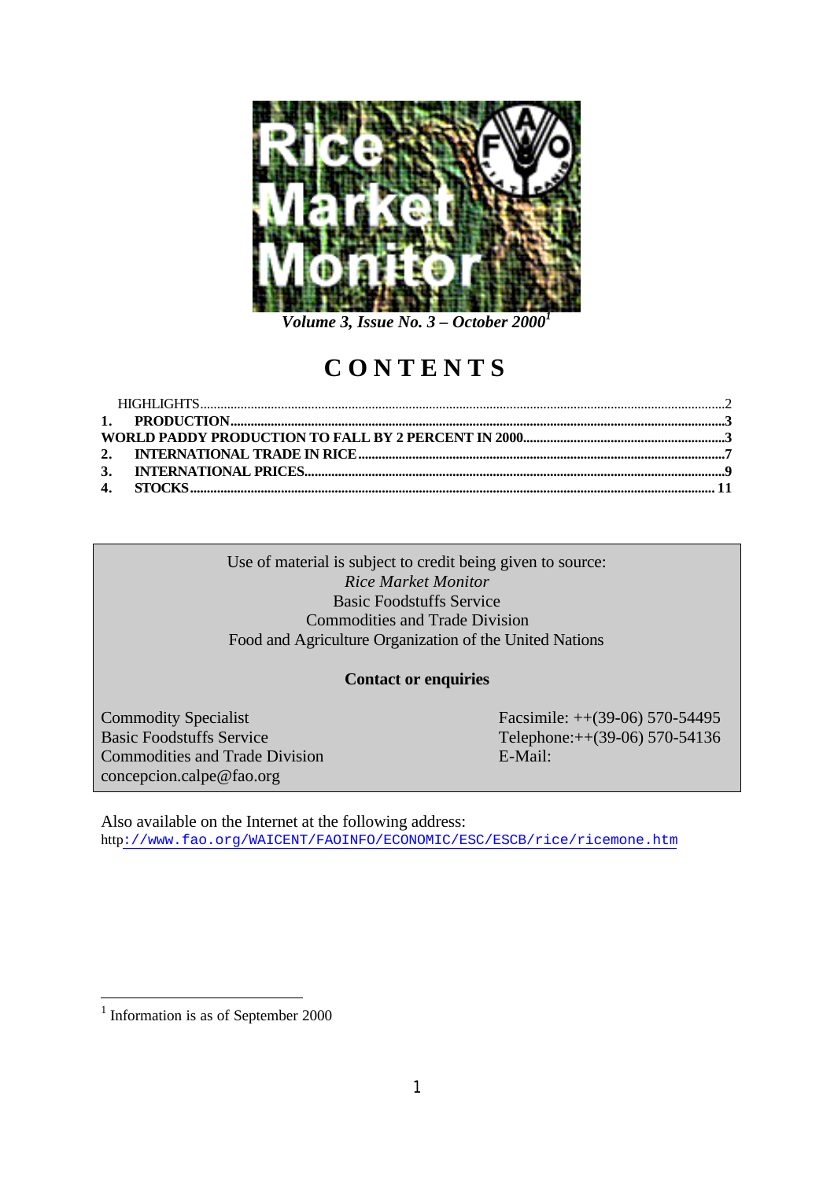# Rice Market Monitor

***Volume 3, Issue No. 3 – October 2000*** [1]

# CONTENTS

HIGHLIGHTS..........2

**1. PRODUCTION..........3**

**WORLD PADDY PRODUCTION TO FALL BY 2 PERCENT IN 2000..........3**

**2. INTERNATIONAL TRADE IN RICE..........7**

**3. INTERNATIONAL PRICES..........9**

**4. STOCKS..........11**

Use of material is subject to credit being given to source:
*Rice Market Monitor*
Basic Foodstuffs Service
Commodities and Trade Division
Food and Agriculture Organization of the United Nations

**Contact or enquiries**

Commodity Specialist
Basic Foodstuffs Service
Commodities and Trade Division
concepcion.calpe@fao.org

Facsimile: ++(39-06) 570-54495
Telephone:++(39-06) 570-54136
E-Mail:

Also available on the Internet at the following address:
http://www.fao.org/WAICENT/FAOINFO/ECONOMIC/ESC/ESCB/rice/ricemone.htm

[1] Information is as of September 2000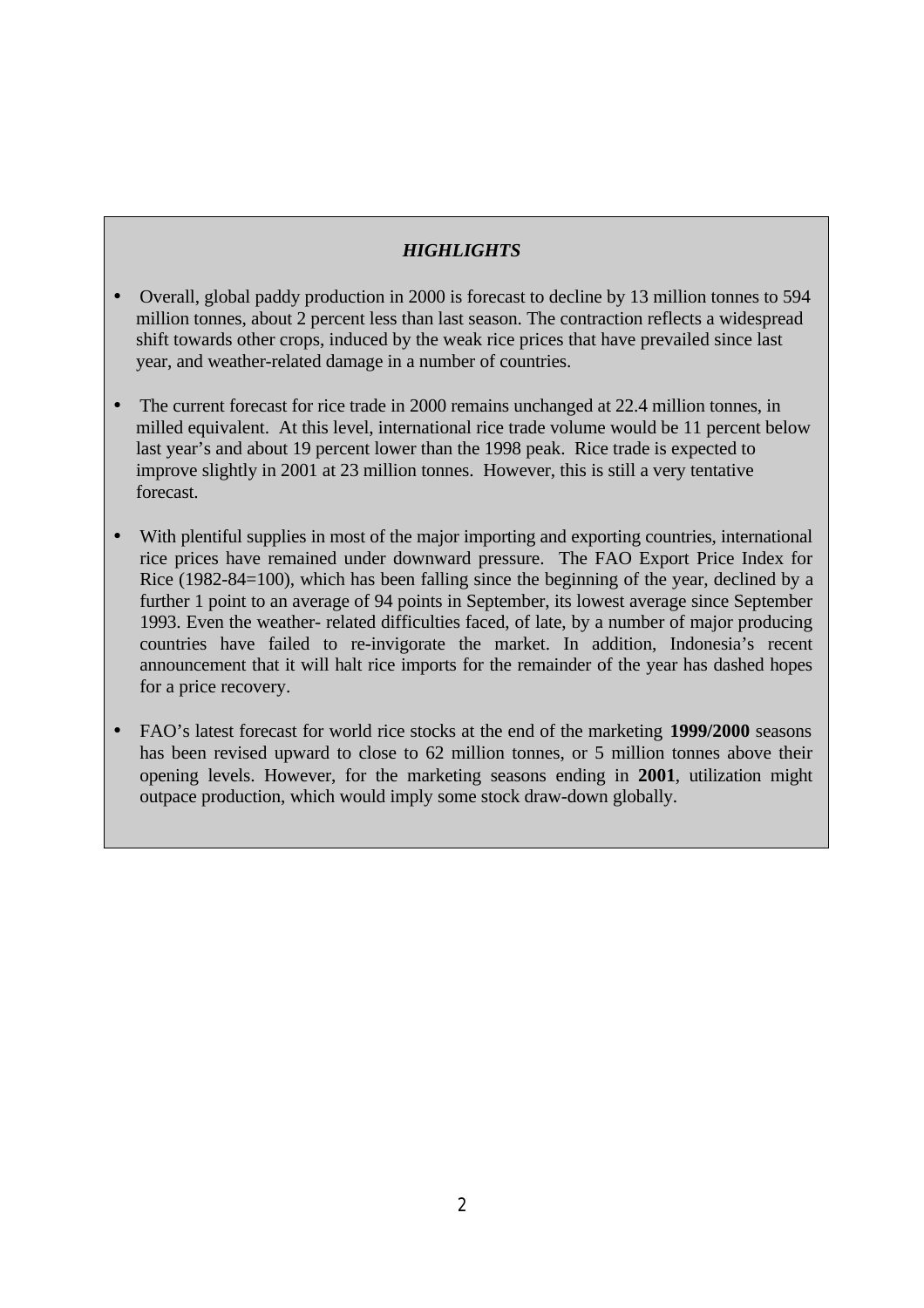## ***HIGHLIGHTS***

- Overall, global paddy production in 2000 is forecast to decline by 13 million tonnes to 594 million tonnes, about 2 percent less than last season. The contraction reflects a widespread shift towards other crops, induced by the weak rice prices that have prevailed since last year, and weather-related damage in a number of countries.

- The current forecast for rice trade in 2000 remains unchanged at 22.4 million tonnes, in milled equivalent. At this level, international rice trade volume would be 11 percent below last year's and about 19 percent lower than the 1998 peak. Rice trade is expected to improve slightly in 2001 at 23 million tonnes. However, this is still a very tentative forecast.

- With plentiful supplies in most of the major importing and exporting countries, international rice prices have remained under downward pressure. The FAO Export Price Index for Rice (1982-84=100), which has been falling since the beginning of the year, declined by a further 1 point to an average of 94 points in September, its lowest average since September 1993. Even the weather- related difficulties faced, of late, by a number of major producing countries have failed to re-invigorate the market. In addition, Indonesia's recent announcement that it will halt rice imports for the remainder of the year has dashed hopes for a price recovery.

- FAO's latest forecast for world rice stocks at the end of the marketing **1999/2000** seasons has been revised upward to close to 62 million tonnes, or 5 million tonnes above their opening levels. However, for the marketing seasons ending in **2001**, utilization might outpace production, which would imply some stock draw-down globally.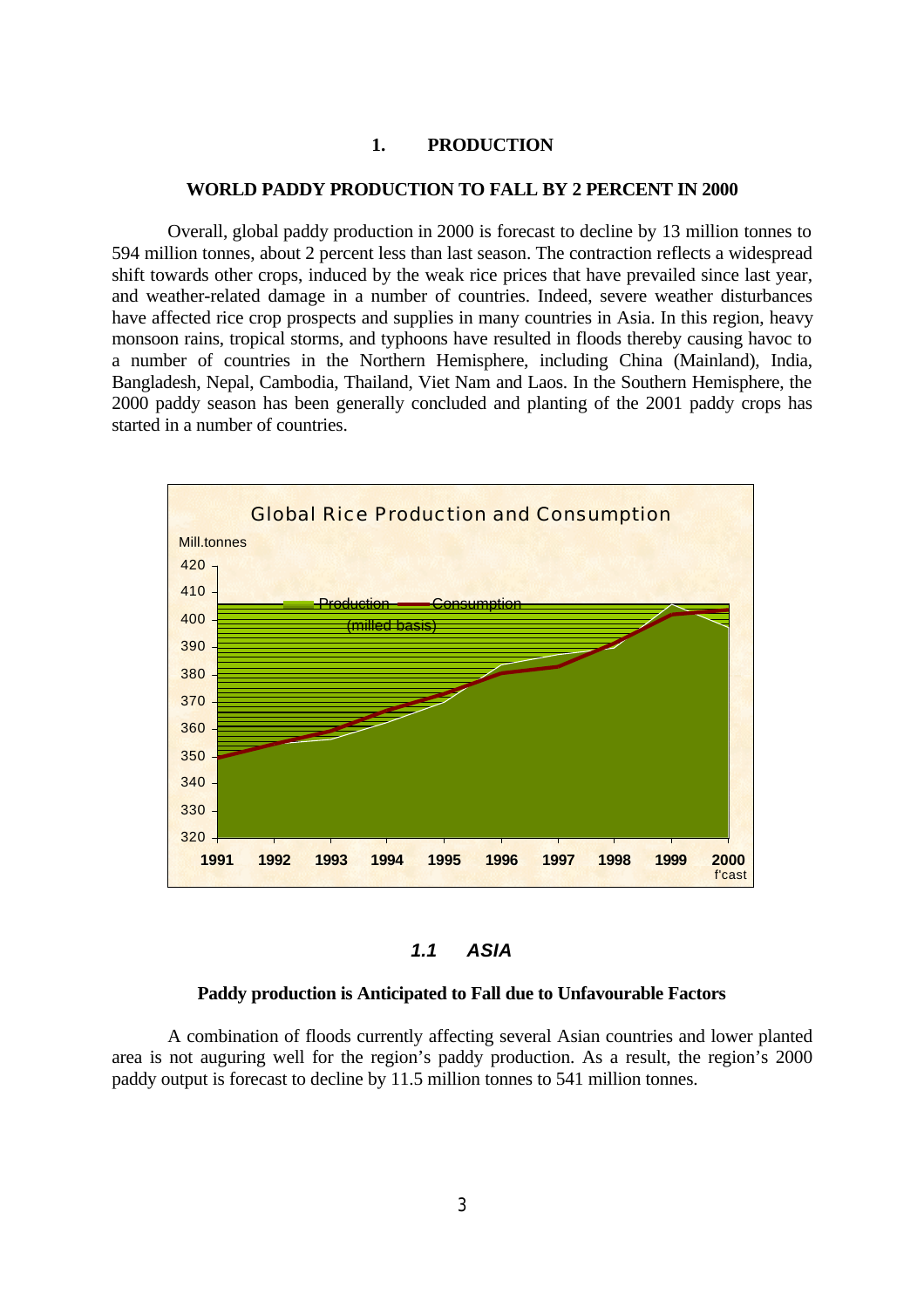## 1. PRODUCTION

### WORLD PADDY PRODUCTION TO FALL BY 2 PERCENT IN 2000

Overall, global paddy production in 2000 is forecast to decline by 13 million tonnes to 594 million tonnes, about 2 percent less than last season. The contraction reflects a widespread shift towards other crops, induced by the weak rice prices that have prevailed since last year, and weather-related damage in a number of countries. Indeed, severe weather disturbances have affected rice crop prospects and supplies in many countries in Asia. In this region, heavy monsoon rains, tropical storms, and typhoons have resulted in floods thereby causing havoc to a number of countries in the Northern Hemisphere, including China (Mainland), India, Bangladesh, Nepal, Cambodia, Thailand, Viet Nam and Laos. In the Southern Hemisphere, the 2000 paddy season has been generally concluded and planting of the 2001 paddy crops has started in a number of countries.

Global Rice Production and Consumption

Mill.tonnes

Production — Consumption (milled basis)

1991 1992 1993 1994 1995 1996 1997 1998 1999 2000 f'cast

### *1.1 ASIA*

**Paddy production is Anticipated to Fall due to Unfavourable Factors**

A combination of floods currently affecting several Asian countries and lower planted area is not auguring well for the region's paddy production. As a result, the region's 2000 paddy output is forecast to decline by 11.5 million tonnes to 541 million tonnes.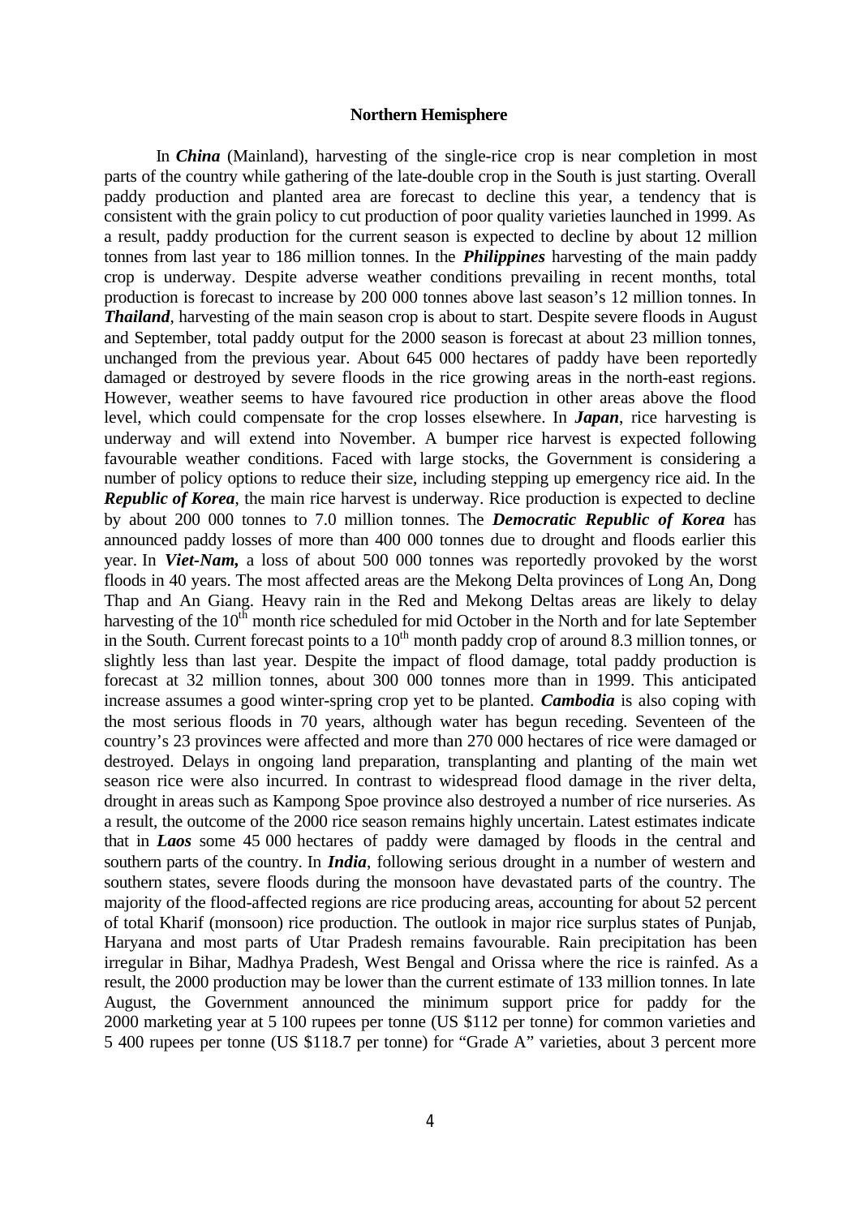**Northern Hemisphere**

In ***China*** (Mainland), harvesting of the single-rice crop is near completion in most parts of the country while gathering of the late-double crop in the South is just starting. Overall paddy production and planted area are forecast to decline this year, a tendency that is consistent with the grain policy to cut production of poor quality varieties launched in 1999. As a result, paddy production for the current season is expected to decline by about 12 million tonnes from last year to 186 million tonnes. In the ***Philippines*** harvesting of the main paddy crop is underway. Despite adverse weather conditions prevailing in recent months, total production is forecast to increase by 200 000 tonnes above last season's 12 million tonnes. In ***Thailand***, harvesting of the main season crop is about to start. Despite severe floods in August and September, total paddy output for the 2000 season is forecast at about 23 million tonnes, unchanged from the previous year. About 645 000 hectares of paddy have been reportedly damaged or destroyed by severe floods in the rice growing areas in the north-east regions. However, weather seems to have favoured rice production in other areas above the flood level, which could compensate for the crop losses elsewhere. In ***Japan***, rice harvesting is underway and will extend into November. A bumper rice harvest is expected following favourable weather conditions. Faced with large stocks, the Government is considering a number of policy options to reduce their size, including stepping up emergency rice aid. In the ***Republic of Korea***, the main rice harvest is underway. Rice production is expected to decline by about 200 000 tonnes to 7.0 million tonnes. The ***Democratic Republic of Korea*** has announced paddy losses of more than 400 000 tonnes due to drought and floods earlier this year. In ***Viet-Nam,*** a loss of about 500 000 tonnes was reportedly provoked by the worst floods in 40 years. The most affected areas are the Mekong Delta provinces of Long An, Dong Thap and An Giang. Heavy rain in the Red and Mekong Deltas areas are likely to delay harvesting of the 10th month rice scheduled for mid October in the North and for late September in the South. Current forecast points to a 10th month paddy crop of around 8.3 million tonnes, or slightly less than last year. Despite the impact of flood damage, total paddy production is forecast at 32 million tonnes, about 300 000 tonnes more than in 1999. This anticipated increase assumes a good winter-spring crop yet to be planted. ***Cambodia*** is also coping with the most serious floods in 70 years, although water has begun receding. Seventeen of the country's 23 provinces were affected and more than 270 000 hectares of rice were damaged or destroyed. Delays in ongoing land preparation, transplanting and planting of the main wet season rice were also incurred. In contrast to widespread flood damage in the river delta, drought in areas such as Kampong Spoe province also destroyed a number of rice nurseries. As a result, the outcome of the 2000 rice season remains highly uncertain. Latest estimates indicate that in ***Laos*** some 45 000 hectares of paddy were damaged by floods in the central and southern parts of the country. In ***India***, following serious drought in a number of western and southern states, severe floods during the monsoon have devastated parts of the country. The majority of the flood-affected regions are rice producing areas, accounting for about 52 percent of total Kharif (monsoon) rice production. The outlook in major rice surplus states of Punjab, Haryana and most parts of Utar Pradesh remains favourable. Rain precipitation has been irregular in Bihar, Madhya Pradesh, West Bengal and Orissa where the rice is rainfed. As a result, the 2000 production may be lower than the current estimate of 133 million tonnes. In late August, the Government announced the minimum support price for paddy for the 2000 marketing year at 5 100 rupees per tonne (US $112 per tonne) for common varieties and 5 400 rupees per tonne (US $118.7 per tonne) for "Grade A" varieties, about 3 percent more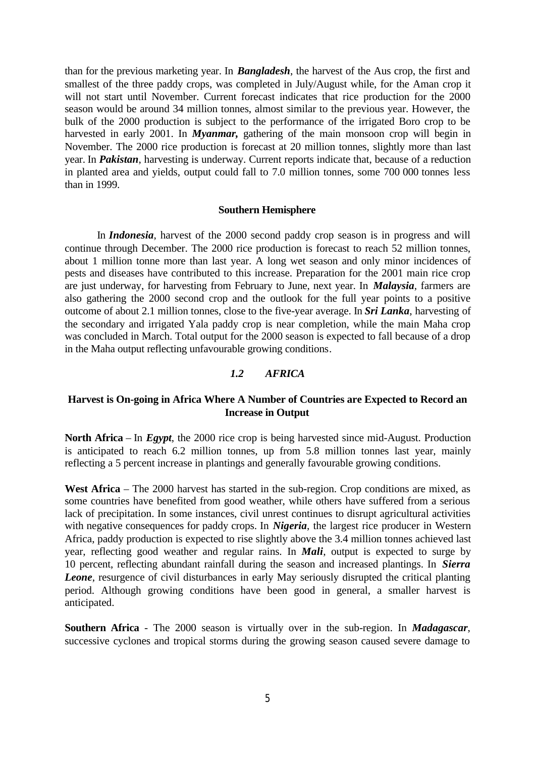than for the previous marketing year. In ***Bangladesh***, the harvest of the Aus crop, the first and smallest of the three paddy crops, was completed in July/August while, for the Aman crop it will not start until November. Current forecast indicates that rice production for the 2000 season would be around 34 million tonnes, almost similar to the previous year. However, the bulk of the 2000 production is subject to the performance of the irrigated Boro crop to be harvested in early 2001. In ***Myanmar,*** gathering of the main monsoon crop will begin in November. The 2000 rice production is forecast at 20 million tonnes, slightly more than last year. In ***Pakistan***, harvesting is underway. Current reports indicate that, because of a reduction in planted area and yields, output could fall to 7.0 million tonnes, some 700 000 tonnes less than in 1999.

**Southern Hemisphere**

In ***Indonesia***, harvest of the 2000 second paddy crop season is in progress and will continue through December. The 2000 rice production is forecast to reach 52 million tonnes, about 1 million tonne more than last year. A long wet season and only minor incidences of pests and diseases have contributed to this increase. Preparation for the 2001 main rice crop are just underway, for harvesting from February to June, next year. In ***Malaysia***, farmers are also gathering the 2000 second crop and the outlook for the full year points to a positive outcome of about 2.1 million tonnes, close to the five-year average. In ***Sri Lanka***, harvesting of the secondary and irrigated Yala paddy crop is near completion, while the main Maha crop was concluded in March. Total output for the 2000 season is expected to fall because of a drop in the Maha output reflecting unfavourable growing conditions.

## *1.2 AFRICA*

**Harvest is On-going in Africa Where A Number of Countries are Expected to Record an Increase in Output**

**North Africa** – In ***Egypt***, the 2000 rice crop is being harvested since mid-August. Production is anticipated to reach 6.2 million tonnes, up from 5.8 million tonnes last year, mainly reflecting a 5 percent increase in plantings and generally favourable growing conditions.

**West Africa** – The 2000 harvest has started in the sub-region. Crop conditions are mixed, as some countries have benefited from good weather, while others have suffered from a serious lack of precipitation. In some instances, civil unrest continues to disrupt agricultural activities with negative consequences for paddy crops. In ***Nigeria***, the largest rice producer in Western Africa, paddy production is expected to rise slightly above the 3.4 million tonnes achieved last year, reflecting good weather and regular rains. In ***Mali***, output is expected to surge by 10 percent, reflecting abundant rainfall during the season and increased plantings. In ***Sierra Leone***, resurgence of civil disturbances in early May seriously disrupted the critical planting period. Although growing conditions have been good in general, a smaller harvest is anticipated.

**Southern Africa** - The 2000 season is virtually over in the sub-region. In ***Madagascar***, successive cyclones and tropical storms during the growing season caused severe damage to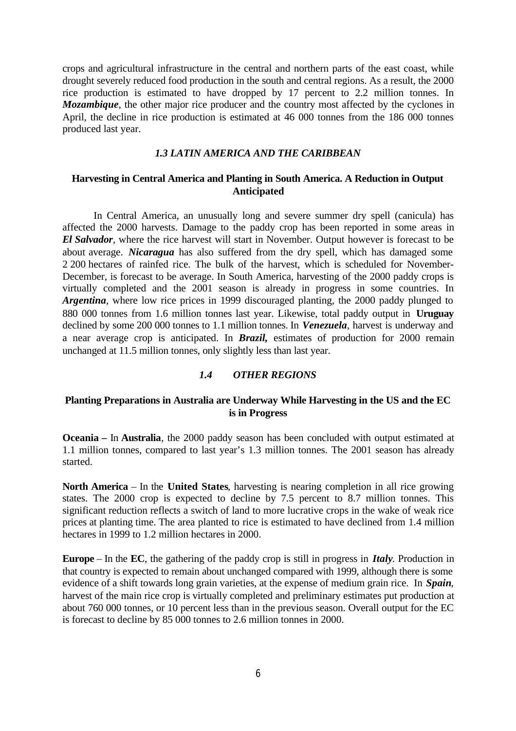crops and agricultural infrastructure in the central and northern parts of the east coast, while drought severely reduced food production in the south and central regions. As a result, the 2000 rice production is estimated to have dropped by 17 percent to 2.2 million tonnes. In ***Mozambique***, the other major rice producer and the country most affected by the cyclones in April, the decline in rice production is estimated at 46 000 tonnes from the 186 000 tonnes produced last year.

### *1.3 LATIN AMERICA AND THE CARIBBEAN*

**Harvesting in Central America and Planting in South America. A Reduction in Output Anticipated**

In Central America, an unusually long and severe summer dry spell (canicula) has affected the 2000 harvests. Damage to the paddy crop has been reported in some areas in ***El Salvador***, where the rice harvest will start in November. Output however is forecast to be about average. ***Nicaragua*** has also suffered from the dry spell, which has damaged some 2 200 hectares of rainfed rice. The bulk of the harvest, which is scheduled for November-December, is forecast to be average. In South America, harvesting of the 2000 paddy crops is virtually completed and the 2001 season is already in progress in some countries. In ***Argentina***, where low rice prices in 1999 discouraged planting, the 2000 paddy plunged to 880 000 tonnes from 1.6 million tonnes last year. Likewise, total paddy output in **Uruguay** declined by some 200 000 tonnes to 1.1 million tonnes. In ***Venezuela***, harvest is underway and a near average crop is anticipated. In ***Brazil,*** estimates of production for 2000 remain unchanged at 11.5 million tonnes, only slightly less than last year.

### *1.4 OTHER REGIONS*

**Planting Preparations in Australia are Underway While Harvesting in the US and the EC is in Progress**

**Oceania –** In **Australia**, the 2000 paddy season has been concluded with output estimated at 1.1 million tonnes, compared to last year's 1.3 million tonnes. The 2001 season has already started.

**North America** – In the **United States**, harvesting is nearing completion in all rice growing states. The 2000 crop is expected to decline by 7.5 percent to 8.7 million tonnes. This significant reduction reflects a switch of land to more lucrative crops in the wake of weak rice prices at planting time. The area planted to rice is estimated to have declined from 1.4 million hectares in 1999 to 1.2 million hectares in 2000.

**Europe** – In the **EC**, the gathering of the paddy crop is still in progress in ***Italy***. Production in that country is expected to remain about unchanged compared with 1999, although there is some evidence of a shift towards long grain varieties, at the expense of medium grain rice. In ***Spain***, harvest of the main rice crop is virtually completed and preliminary estimates put production at about 760 000 tonnes, or 10 percent less than in the previous season. Overall output for the EC is forecast to decline by 85 000 tonnes to 2.6 million tonnes in 2000.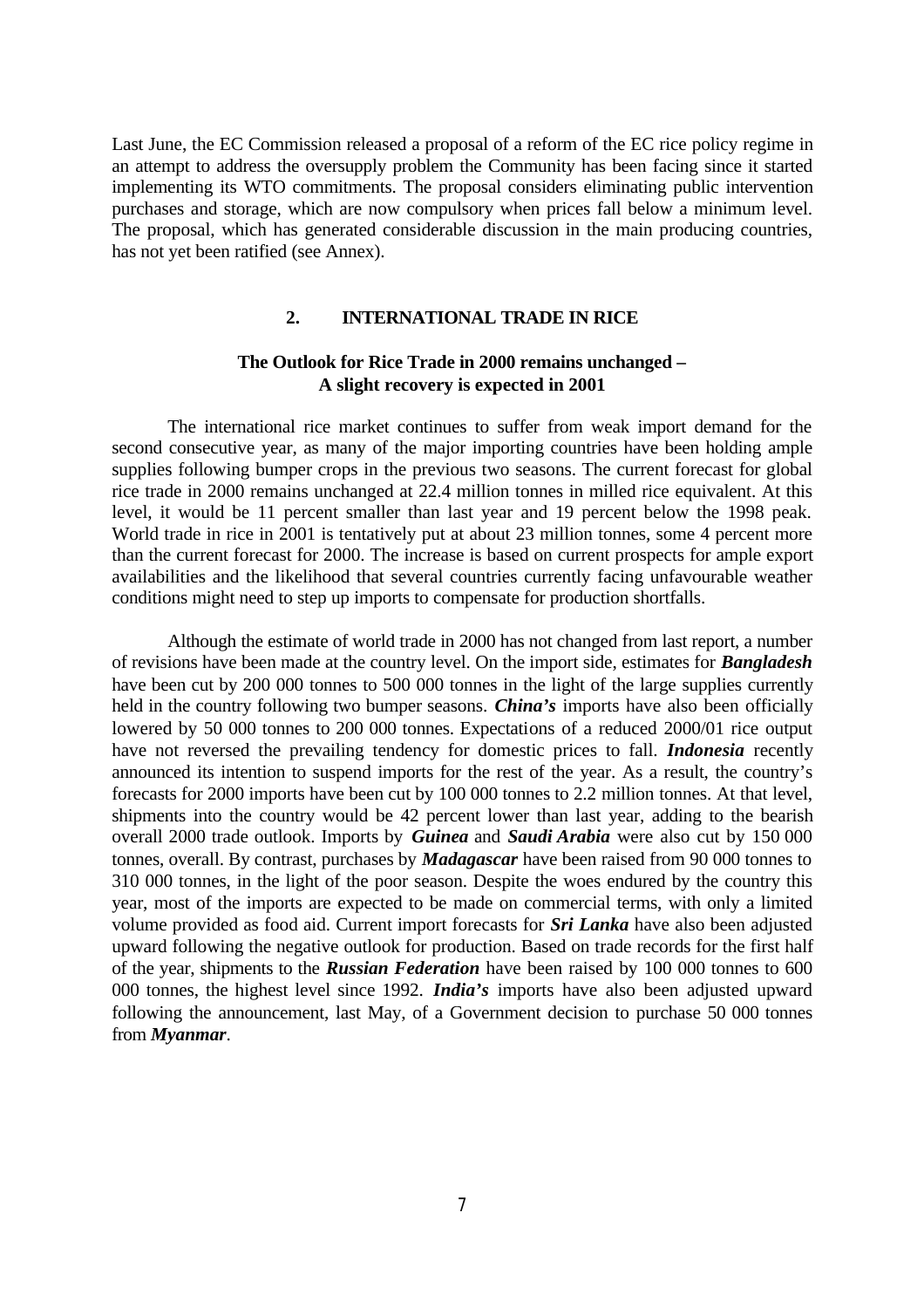Last June, the EC Commission released a proposal of a reform of the EC rice policy regime in an attempt to address the oversupply problem the Community has been facing since it started implementing its WTO commitments. The proposal considers eliminating public intervention purchases and storage, which are now compulsory when prices fall below a minimum level. The proposal, which has generated considerable discussion in the main producing countries, has not yet been ratified (see Annex).

## 2. INTERNATIONAL TRADE IN RICE

### The Outlook for Rice Trade in 2000 remains unchanged – A slight recovery is expected in 2001

The international rice market continues to suffer from weak import demand for the second consecutive year, as many of the major importing countries have been holding ample supplies following bumper crops in the previous two seasons. The current forecast for global rice trade in 2000 remains unchanged at 22.4 million tonnes in milled rice equivalent. At this level, it would be 11 percent smaller than last year and 19 percent below the 1998 peak. World trade in rice in 2001 is tentatively put at about 23 million tonnes, some 4 percent more than the current forecast for 2000. The increase is based on current prospects for ample export availabilities and the likelihood that several countries currently facing unfavourable weather conditions might need to step up imports to compensate for production shortfalls.

Although the estimate of world trade in 2000 has not changed from last report, a number of revisions have been made at the country level. On the import side, estimates for ***Bangladesh*** have been cut by 200 000 tonnes to 500 000 tonnes in the light of the large supplies currently held in the country following two bumper seasons. ***China's*** imports have also been officially lowered by 50 000 tonnes to 200 000 tonnes. Expectations of a reduced 2000/01 rice output have not reversed the prevailing tendency for domestic prices to fall. ***Indonesia*** recently announced its intention to suspend imports for the rest of the year. As a result, the country's forecasts for 2000 imports have been cut by 100 000 tonnes to 2.2 million tonnes. At that level, shipments into the country would be 42 percent lower than last year, adding to the bearish overall 2000 trade outlook. Imports by ***Guinea*** and ***Saudi Arabia*** were also cut by 150 000 tonnes, overall. By contrast, purchases by ***Madagascar*** have been raised from 90 000 tonnes to 310 000 tonnes, in the light of the poor season. Despite the woes endured by the country this year, most of the imports are expected to be made on commercial terms, with only a limited volume provided as food aid. Current import forecasts for ***Sri Lanka*** have also been adjusted upward following the negative outlook for production. Based on trade records for the first half of the year, shipments to the ***Russian Federation*** have been raised by 100 000 tonnes to 600 000 tonnes, the highest level since 1992. ***India's*** imports have also been adjusted upward following the announcement, last May, of a Government decision to purchase 50 000 tonnes from ***Myanmar***.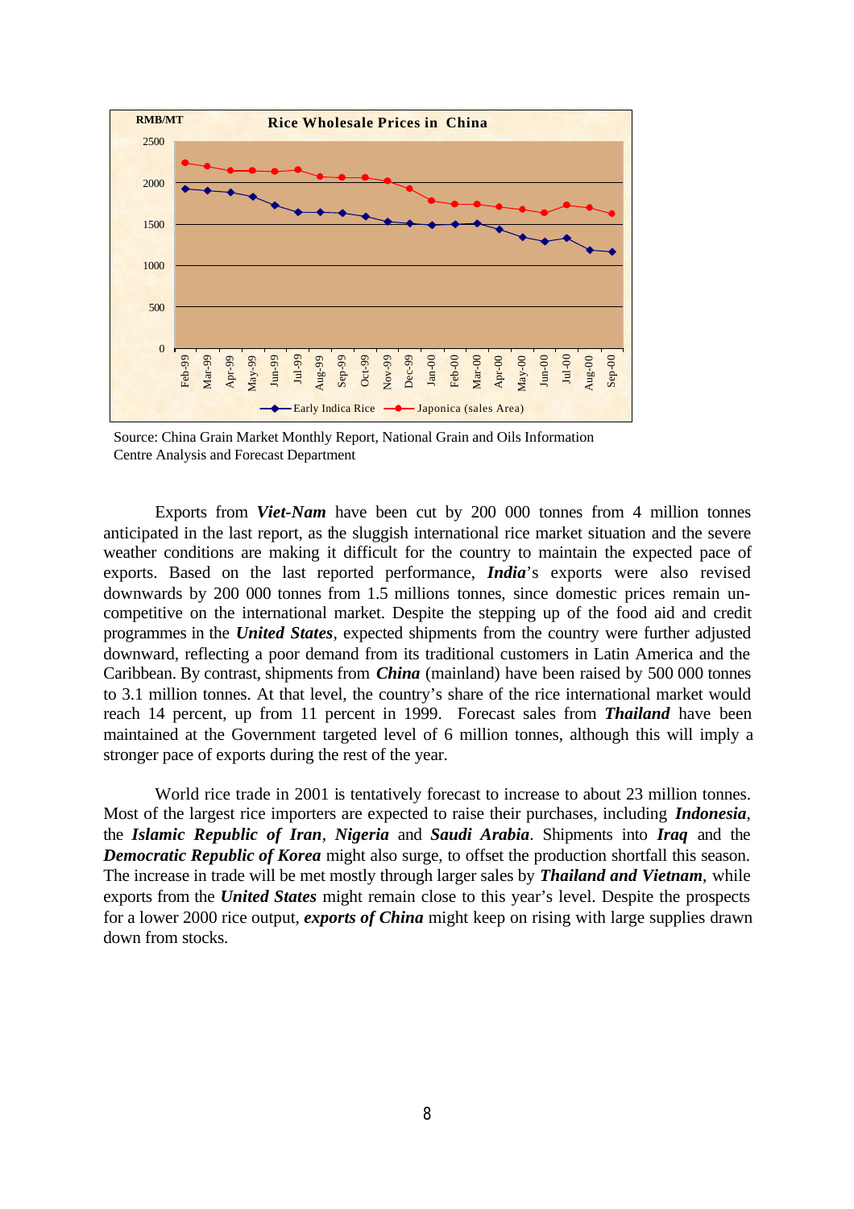**Rice Wholesale Prices in China**

Source: China Grain Market Monthly Report, National Grain and Oils Information Centre Analysis and Forecast Department

Exports from ***Viet-Nam*** have been cut by 200 000 tonnes from 4 million tonnes anticipated in the last report, as the sluggish international rice market situation and the severe weather conditions are making it difficult for the country to maintain the expected pace of exports. Based on the last reported performance, ***India***'s exports were also revised downwards by 200 000 tonnes from 1.5 millions tonnes, since domestic prices remain un-competitive on the international market. Despite the stepping up of the food aid and credit programmes in the ***United States***, expected shipments from the country were further adjusted downward, reflecting a poor demand from its traditional customers in Latin America and the Caribbean. By contrast, shipments from ***China*** (mainland) have been raised by 500 000 tonnes to 3.1 million tonnes. At that level, the country's share of the rice international market would reach 14 percent, up from 11 percent in 1999. Forecast sales from ***Thailand*** have been maintained at the Government targeted level of 6 million tonnes, although this will imply a stronger pace of exports during the rest of the year.

World rice trade in 2001 is tentatively forecast to increase to about 23 million tonnes. Most of the largest rice importers are expected to raise their purchases, including ***Indonesia***, the ***Islamic Republic of Iran***, ***Nigeria*** and ***Saudi Arabia***. Shipments into ***Iraq*** and the ***Democratic Republic of Korea*** might also surge, to offset the production shortfall this season. The increase in trade will be met mostly through larger sales by ***Thailand and Vietnam***, while exports from the ***United States*** might remain close to this year's level. Despite the prospects for a lower 2000 rice output, ***exports of China*** might keep on rising with large supplies drawn down from stocks.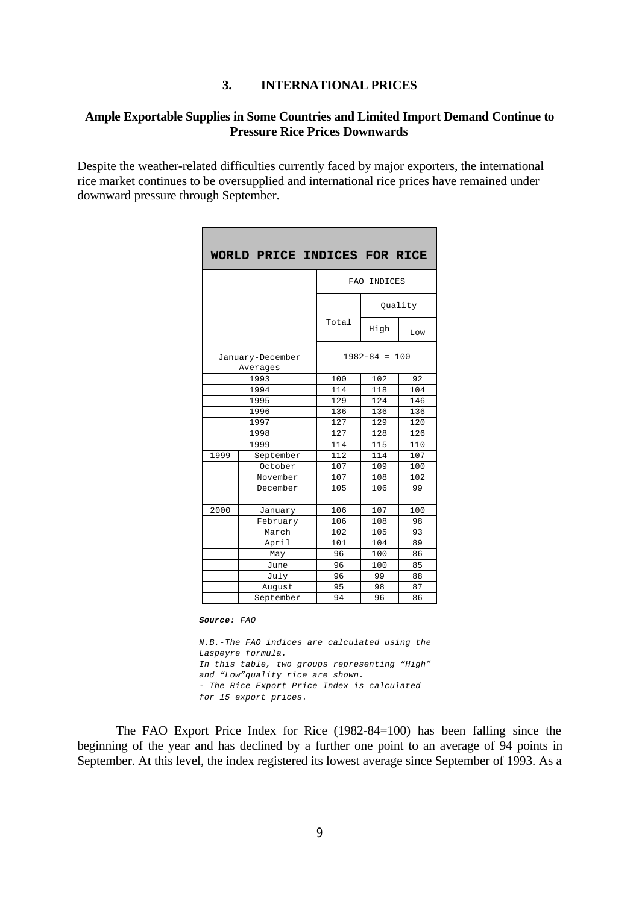## 3. INTERNATIONAL PRICES

### Ample Exportable Supplies in Some Countries and Limited Import Demand Continue to Pressure Rice Prices Downwards

Despite the weather-related difficulties currently faced by major exporters, the international rice market continues to be oversupplied and international rice prices have remained under downward pressure through September.

**WORLD PRICE INDICES FOR RICE**

| | | FAO INDICES | | |
|---|---|---|---|---|
| | | Total | Quality | |
| | | | High | Low |
| January-December Averages | | 1982-84 = 100 | | |
| 1993 | | 100 | 102 | 92 |
| 1994 | | 114 | 118 | 104 |
| 1995 | | 129 | 124 | 146 |
| 1996 | | 136 | 136 | 136 |
| 1997 | | 127 | 129 | 120 |
| 1998 | | 127 | 128 | 126 |
| 1999 | | 114 | 115 | 110 |
| 1999 | September | 112 | 114 | 107 |
| | October | 107 | 109 | 100 |
| | November | 107 | 108 | 102 |
| | December | 105 | 106 | 99 |
| | | | | |
| 2000 | January | 106 | 107 | 100 |
| | February | 106 | 108 | 98 |
| | March | 102 | 105 | 93 |
| | April | 101 | 104 | 89 |
| | May | 96 | 100 | 86 |
| | June | 96 | 100 | 85 |
| | July | 96 | 99 | 88 |
| | August | 95 | 98 | 87 |
| | September | 94 | 96 | 86 |

***Source**: FAO*

*N.B.-The FAO indices are calculated using the Laspeyre formula.*
*In this table, two groups representing "High" and "Low"quality rice are shown.*
*- The Rice Export Price Index is calculated for 15 export prices.*

The FAO Export Price Index for Rice (1982-84=100) has been falling since the beginning of the year and has declined by a further one point to an average of 94 points in September. At this level, the index registered its lowest average since September of 1993. As a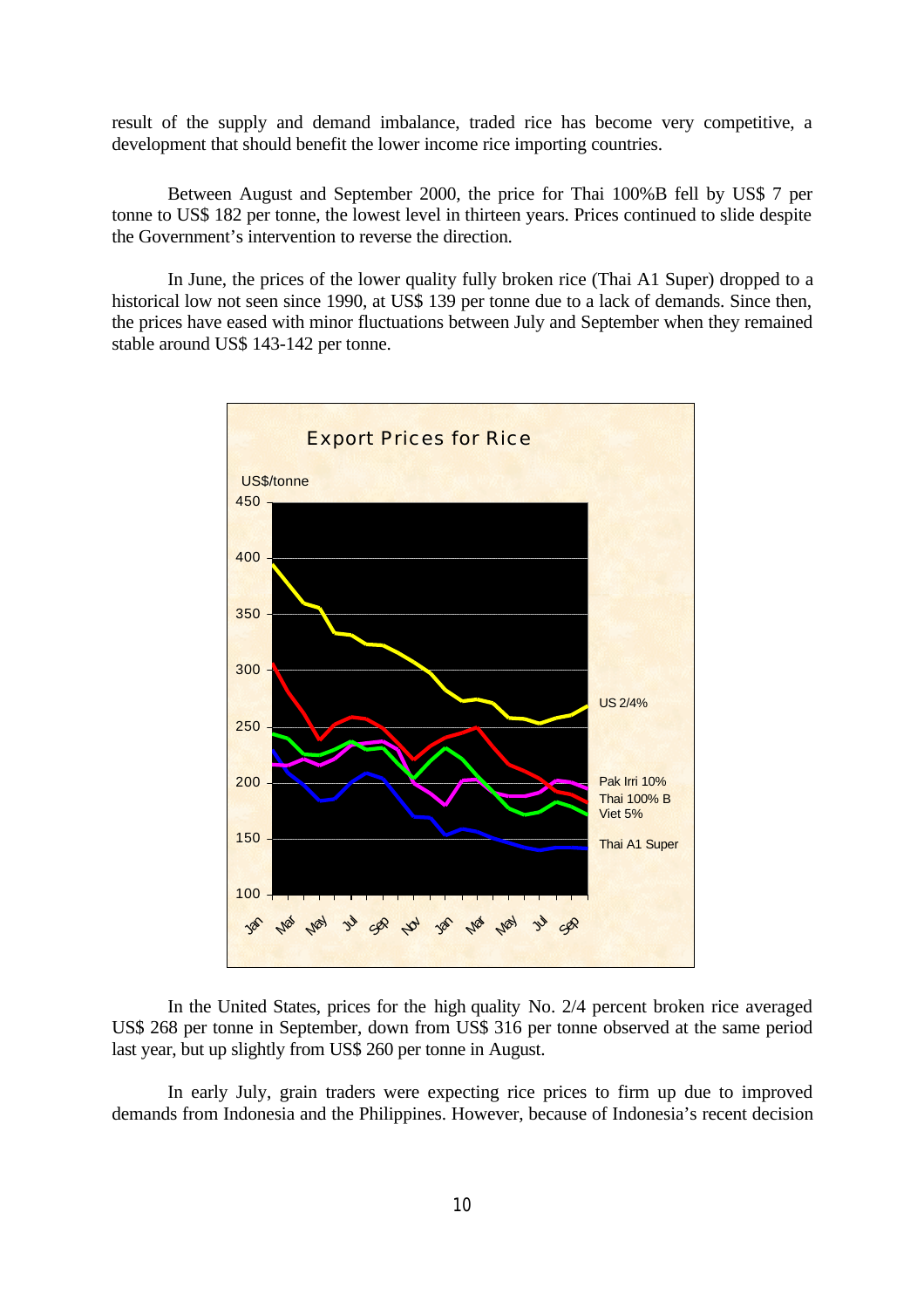result of the supply and demand imbalance, traded rice has become very competitive, a development that should benefit the lower income rice importing countries.

Between August and September 2000, the price for Thai 100%B fell by US$ 7 per tonne to US$ 182 per tonne, the lowest level in thirteen years. Prices continued to slide despite the Government's intervention to reverse the direction.

In June, the prices of the lower quality fully broken rice (Thai A1 Super) dropped to a historical low not seen since 1990, at US$ 139 per tonne due to a lack of demands. Since then, the prices have eased with minor fluctuations between July and September when they remained stable around US$ 143-142 per tonne.

Export Prices for Rice

In the United States, prices for the high quality No. 2/4 percent broken rice averaged US$ 268 per tonne in September, down from US$ 316 per tonne observed at the same period last year, but up slightly from US$ 260 per tonne in August.

In early July, grain traders were expecting rice prices to firm up due to improved demands from Indonesia and the Philippines. However, because of Indonesia's recent decision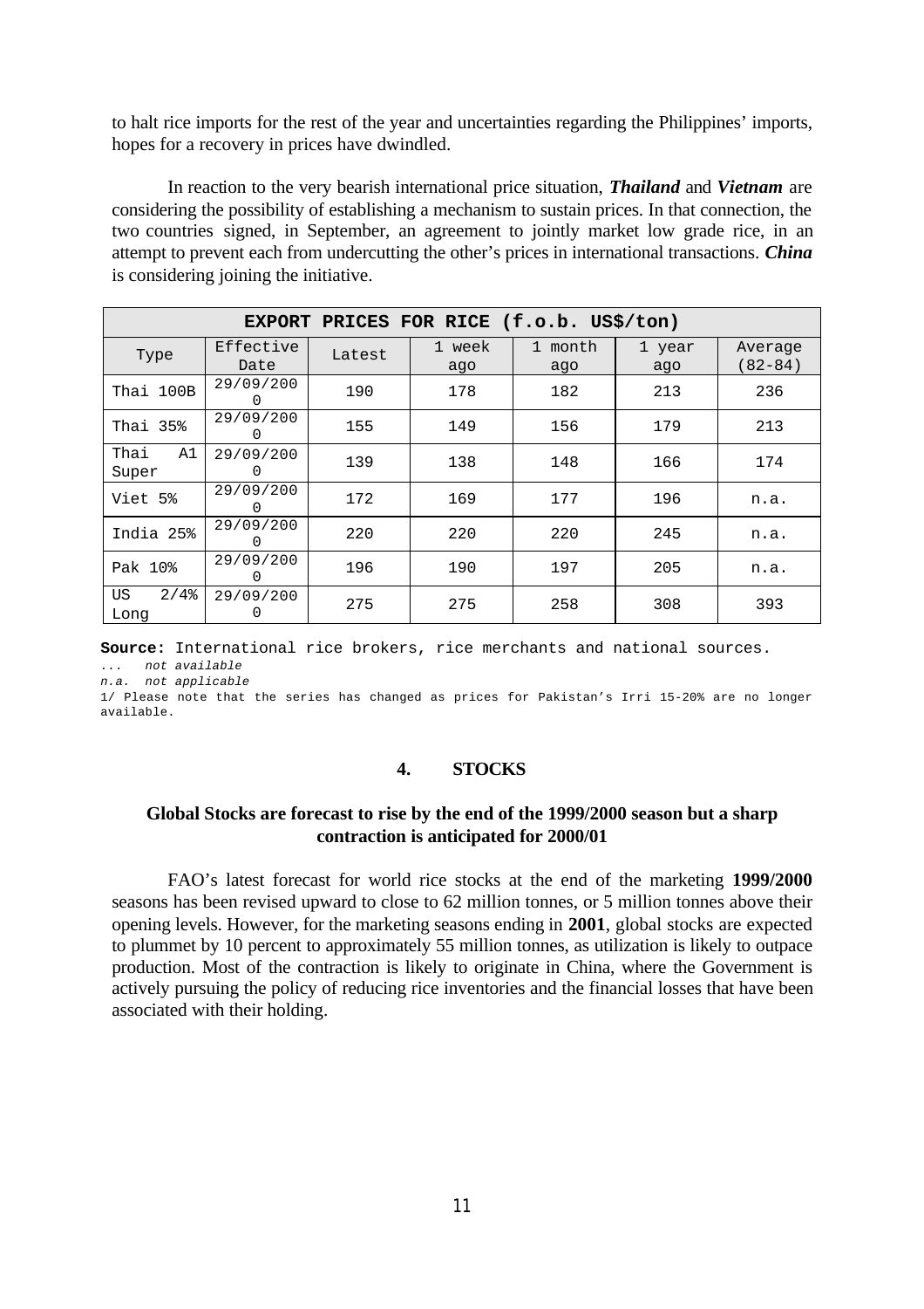to halt rice imports for the rest of the year and uncertainties regarding the Philippines' imports, hopes for a recovery in prices have dwindled.

In reaction to the very bearish international price situation, ***Thailand*** and ***Vietnam*** are considering the possibility of establishing a mechanism to sustain prices. In that connection, the two countries signed, in September, an agreement to jointly market low grade rice, in an attempt to prevent each from undercutting the other's prices in international transactions. ***China*** is considering joining the initiative.

| **EXPORT PRICES FOR RICE (f.o.b. US$/ton)** | | | | | | |
|---|---|---|---|---|---|---|
| Type | Effective Date | Latest | 1 week ago | 1 month ago | 1 year ago | Average (82-84) |
| Thai 100B | 29/09/2000 | 190 | 178 | 182 | 213 | 236 |
| Thai 35% | 29/09/2000 | 155 | 149 | 156 | 179 | 213 |
| Thai A1 Super | 29/09/2000 | 139 | 138 | 148 | 166 | 174 |
| Viet 5% | 29/09/2000 | 172 | 169 | 177 | 196 | n.a. |
| India 25% | 29/09/2000 | 220 | 220 | 220 | 245 | n.a. |
| Pak 10% | 29/09/2000 | 196 | 190 | 197 | 205 | n.a. |
| US 2/4% Long | 29/09/2000 | 275 | 275 | 258 | 308 | 393 |

**Source:** International rice brokers, rice merchants and national sources.
*... not available*
*n.a. not applicable*
1/ Please note that the series has changed as prices for Pakistan's Irri 15-20% are no longer available.

## 4. STOCKS

### Global Stocks are forecast to rise by the end of the 1999/2000 season but a sharp contraction is anticipated for 2000/01

FAO's latest forecast for world rice stocks at the end of the marketing **1999/2000** seasons has been revised upward to close to 62 million tonnes, or 5 million tonnes above their opening levels. However, for the marketing seasons ending in **2001**, global stocks are expected to plummet by 10 percent to approximately 55 million tonnes, as utilization is likely to outpace production. Most of the contraction is likely to originate in China, where the Government is actively pursuing the policy of reducing rice inventories and the financial losses that have been associated with their holding.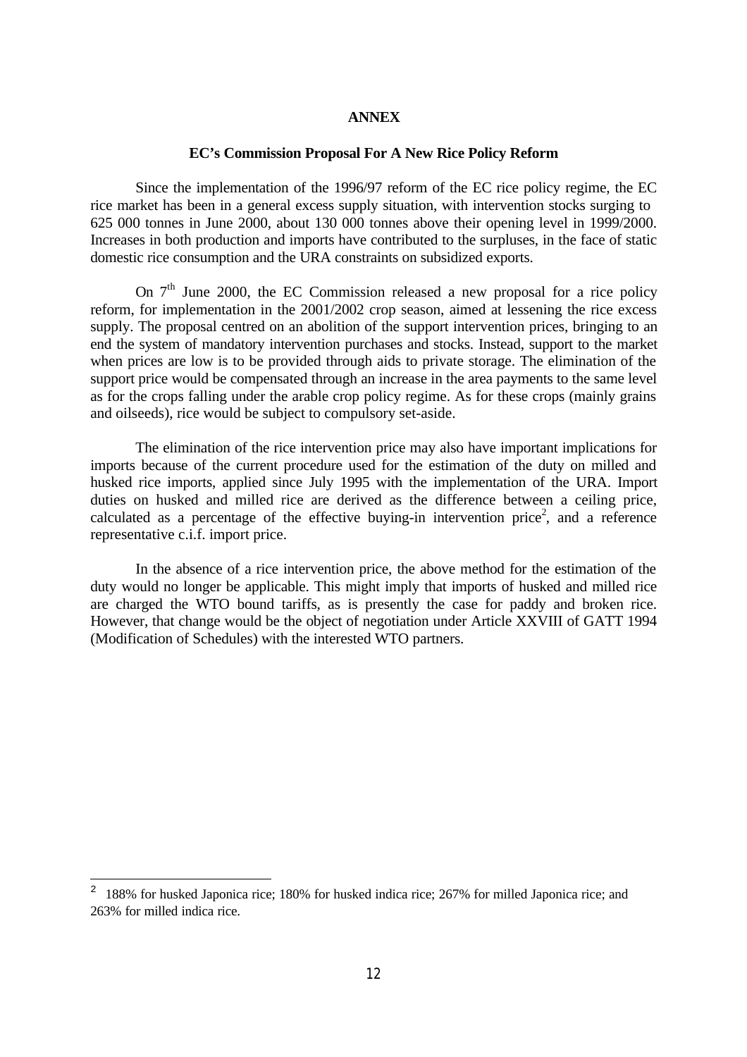# ANNEX

## EC's Commission Proposal For A New Rice Policy Reform

Since the implementation of the 1996/97 reform of the EC rice policy regime, the EC rice market has been in a general excess supply situation, with intervention stocks surging to 625 000 tonnes in June 2000, about 130 000 tonnes above their opening level in 1999/2000. Increases in both production and imports have contributed to the surpluses, in the face of static domestic rice consumption and the URA constraints on subsidized exports.

On 7th June 2000, the EC Commission released a new proposal for a rice policy reform, for implementation in the 2001/2002 crop season, aimed at lessening the rice excess supply. The proposal centred on an abolition of the support intervention prices, bringing to an end the system of mandatory intervention purchases and stocks. Instead, support to the market when prices are low is to be provided through aids to private storage. The elimination of the support price would be compensated through an increase in the area payments to the same level as for the crops falling under the arable crop policy regime. As for these crops (mainly grains and oilseeds), rice would be subject to compulsory set-aside.

The elimination of the rice intervention price may also have important implications for imports because of the current procedure used for the estimation of the duty on milled and husked rice imports, applied since July 1995 with the implementation of the URA. Import duties on husked and milled rice are derived as the difference between a ceiling price, calculated as a percentage of the effective buying-in intervention price[2], and a reference representative c.i.f. import price.

In the absence of a rice intervention price, the above method for the estimation of the duty would no longer be applicable. This might imply that imports of husked and milled rice are charged the WTO bound tariffs, as is presently the case for paddy and broken rice. However, that change would be the object of negotiation under Article XXVIII of GATT 1994 (Modification of Schedules) with the interested WTO partners.

---

[2] 188% for husked Japonica rice; 180% for husked indica rice; 267% for milled Japonica rice; and 263% for milled indica rice.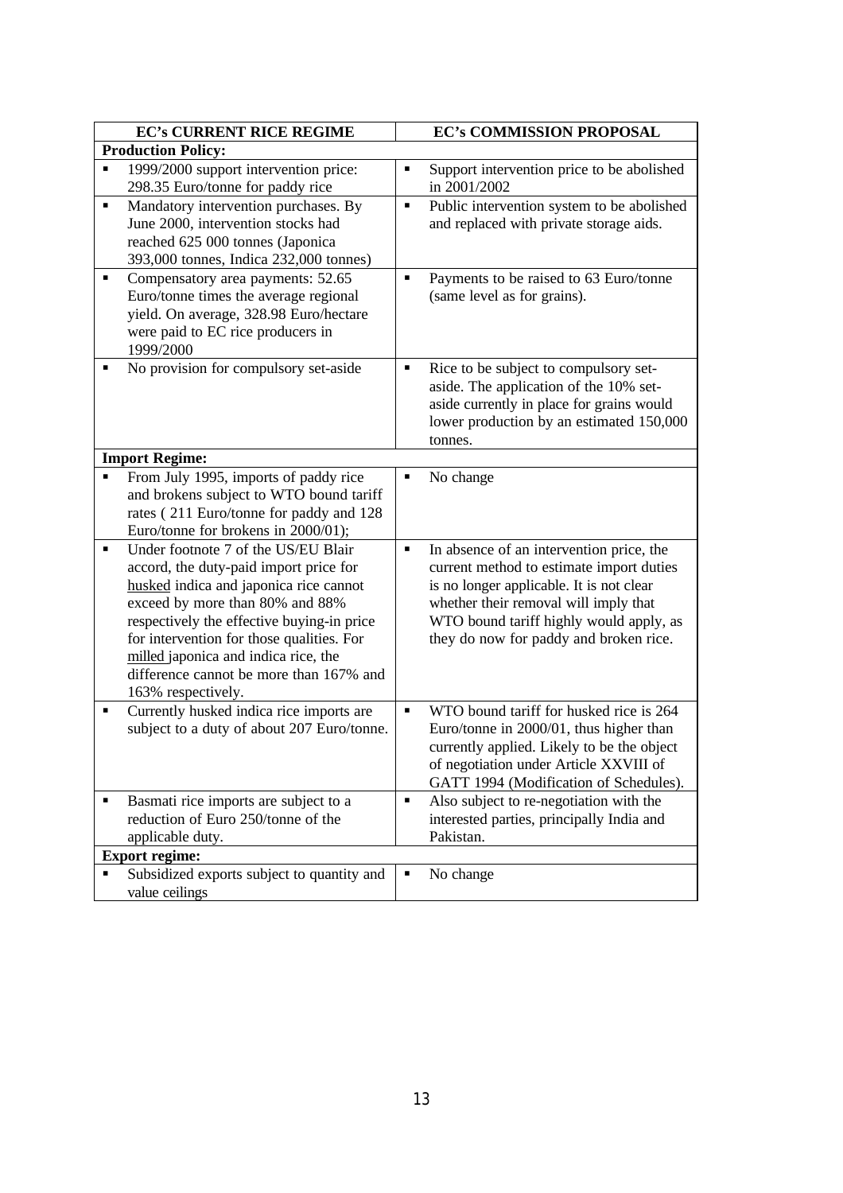| EC's CURRENT RICE REGIME | EC's COMMISSION PROPOSAL |
|---|---|
| **Production Policy:** | |
| ▪ 1999/2000 support intervention price: 298.35 Euro/tonne for paddy rice | ▪ Support intervention price to be abolished in 2001/2002 |
| ▪ Mandatory intervention purchases. By June 2000, intervention stocks had reached 625 000 tonnes (Japonica 393,000 tonnes, Indica 232,000 tonnes) | ▪ Public intervention system to be abolished and replaced with private storage aids. |
| ▪ Compensatory area payments: 52.65 Euro/tonne times the average regional yield. On average, 328.98 Euro/hectare were paid to EC rice producers in 1999/2000 | ▪ Payments to be raised to 63 Euro/tonne (same level as for grains). |
| ▪ No provision for compulsory set-aside | ▪ Rice to be subject to compulsory set-aside. The application of the 10% set-aside currently in place for grains would lower production by an estimated 150,000 tonnes. |
| **Import Regime:** | |
| ▪ From July 1995, imports of paddy rice and brokens subject to WTO bound tariff rates ( 211 Euro/tonne for paddy and 128 Euro/tonne for brokens in 2000/01); | ▪ No change |
| ▪ Under footnote 7 of the US/EU Blair accord, the duty-paid import price for <u>husked</u> indica and japonica rice cannot exceed by more than 80% and 88% respectively the effective buying-in price for intervention for those qualities. For <u>milled</u> japonica and indica rice, the difference cannot be more than 167% and 163% respectively. | ▪ In absence of an intervention price, the current method to estimate import duties is no longer applicable. It is not clear whether their removal will imply that WTO bound tariff highly would apply, as they do now for paddy and broken rice. |
| ▪ Currently husked indica rice imports are subject to a duty of about 207 Euro/tonne. | ▪ WTO bound tariff for husked rice is 264 Euro/tonne in 2000/01, thus higher than currently applied. Likely to be the object of negotiation under Article XXVIII of GATT 1994 (Modification of Schedules). |
| ▪ Basmati rice imports are subject to a reduction of Euro 250/tonne of the applicable duty. | ▪ Also subject to re-negotiation with the interested parties, principally India and Pakistan. |
| **Export regime:** | |
| ▪ Subsidized exports subject to quantity and value ceilings | ▪ No change |